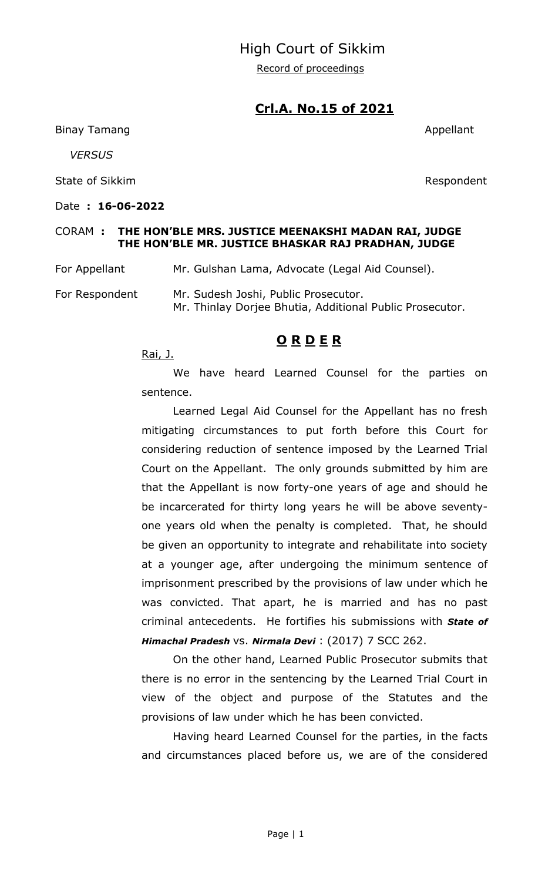# High Court of Sikkim

Record of proceedings

## Crl.A. No.15 of 2021

Binay Tamang — Appellant

*VERSUS*

State of Sikkim — Respondent

Date **: 16-06-2022**

CORAM **: THE HON'BLE MRS. JUSTICE MEENAKSHI MADAN RAI, JUDGE**
**THE HON'BLE MR. JUSTICE BHASKAR RAJ PRADHAN, JUDGE**

For Appellant: Mr. Gulshan Lama, Advocate (Legal Aid Counsel).

For Respondent: Mr. Sudesh Joshi, Public Prosecutor.
Mr. Thinlay Dorjee Bhutia, Additional Public Prosecutor.

## O R D E R

Rai, J.

We have heard Learned Counsel for the parties on sentence.

Learned Legal Aid Counsel for the Appellant has no fresh mitigating circumstances to put forth before this Court for considering reduction of sentence imposed by the Learned Trial Court on the Appellant. The only grounds submitted by him are that the Appellant is now forty-one years of age and should he be incarcerated for thirty long years he will be above seventy-one years old when the penalty is completed. That, he should be given an opportunity to integrate and rehabilitate into society at a younger age, after undergoing the minimum sentence of imprisonment prescribed by the provisions of law under which he was convicted. That apart, he is married and has no past criminal antecedents. He fortifies his submissions with ***State of Himachal Pradesh*** vs. ***Nirmala Devi*** : (2017) 7 SCC 262.

On the other hand, Learned Public Prosecutor submits that there is no error in the sentencing by the Learned Trial Court in view of the object and purpose of the Statutes and the provisions of law under which he has been convicted.

Having heard Learned Counsel for the parties, in the facts and circumstances placed before us, we are of the considered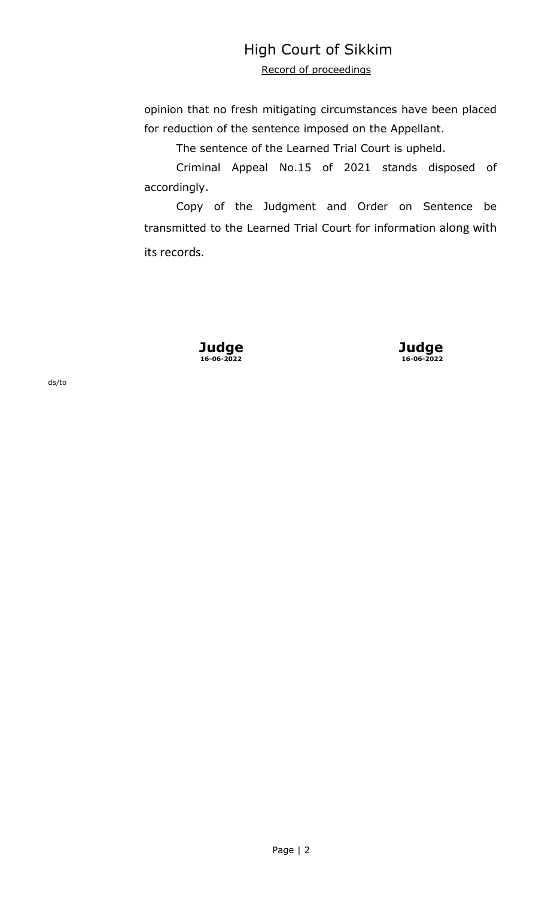opinion that no fresh mitigating circumstances have been placed for reduction of the sentence imposed on the Appellant.

The sentence of the Learned Trial Court is upheld.

Criminal Appeal No.15 of 2021 stands disposed of accordingly.

Copy of the Judgment and Order on Sentence be transmitted to the Learned Trial Court for information along with its records.

**Judge**
16-06-2022

**Judge**
16-06-2022

ds/to